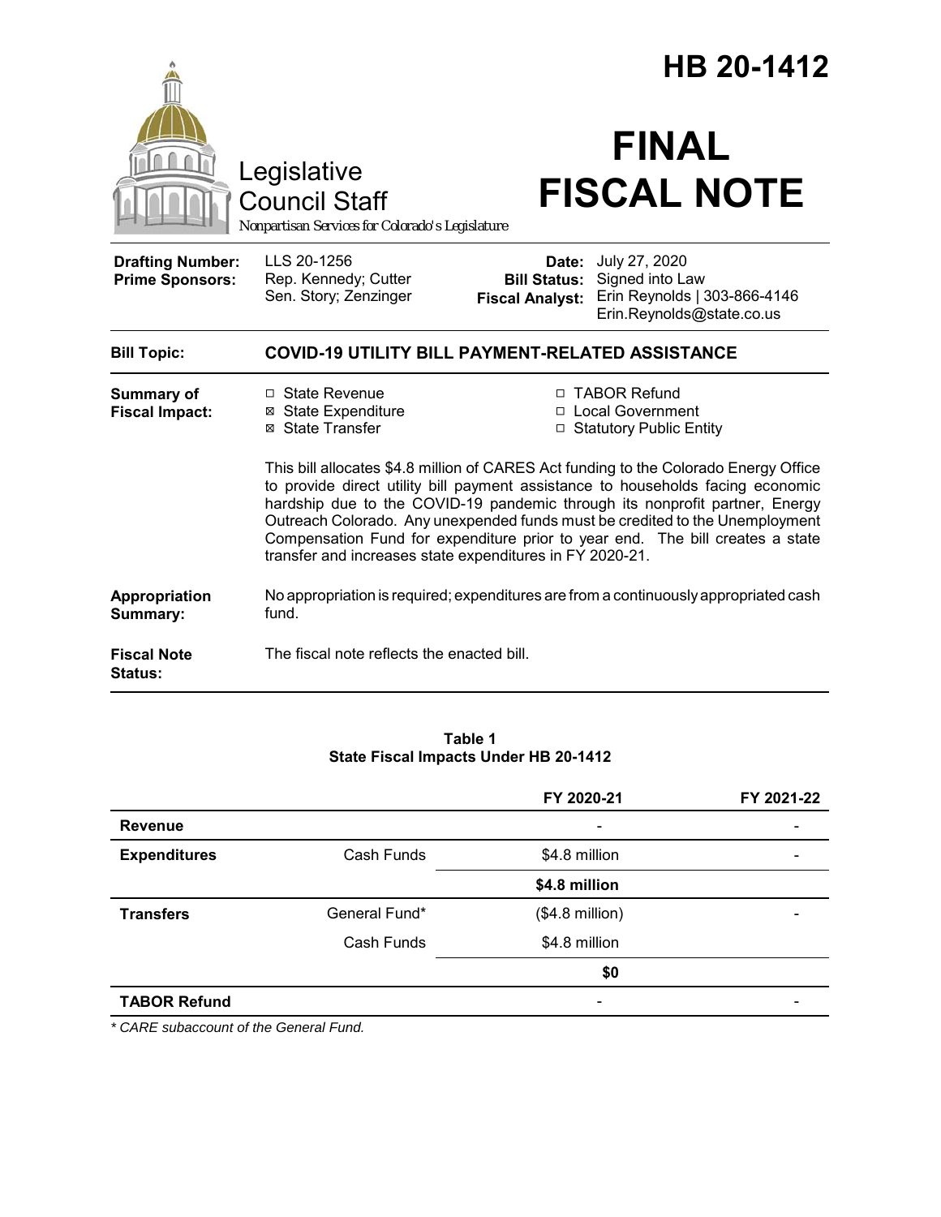# HB 20-1412

Legislative Council Staff
*Nonpartisan Services for Colorado's Legislature*

# FINAL FISCAL NOTE

| | | | |
|---|---|---|---|
| **Drafting Number:** | LLS 20-1256 | **Date:** | July 27, 2020 |
| **Prime Sponsors:** | Rep. Kennedy; Cutter<br>Sen. Story; Zenzinger | **Bill Status:** | Signed into Law |
| | | **Fiscal Analyst:** | Erin Reynolds \| 303-866-4146<br>Erin.Reynolds@state.co.us |

**Bill Topic:** **COVID-19 UTILITY BILL PAYMENT-RELATED ASSISTANCE**

**Summary of Fiscal Impact:**

- ☐ State Revenue
- ☒ State Expenditure
- ☒ State Transfer
- ☐ TABOR Refund
- ☐ Local Government
- ☐ Statutory Public Entity

This bill allocates $4.8 million of CARES Act funding to the Colorado Energy Office to provide direct utility bill payment assistance to households facing economic hardship due to the COVID-19 pandemic through its nonprofit partner, Energy Outreach Colorado. Any unexpended funds must be credited to the Unemployment Compensation Fund for expenditure prior to year end. The bill creates a state transfer and increases state expenditures in FY 2020-21.

**Appropriation Summary:** No appropriation is required; expenditures are from a continuously appropriated cash fund.

**Fiscal Note Status:** The fiscal note reflects the enacted bill.

**Table 1**
**State Fiscal Impacts Under HB 20-1412**

| | | FY 2020-21 | FY 2021-22 |
|---|---|---|---|
| **Revenue** | | - | - |
| **Expenditures** | Cash Funds | $4.8 million | - |
| | | **$4.8 million** | |
| **Transfers** | General Fund* | ($4.8 million) | - |
| | Cash Funds | $4.8 million | |
| | | **$0** | |
| **TABOR Refund** | | - | - |

*\* CARE subaccount of the General Fund.*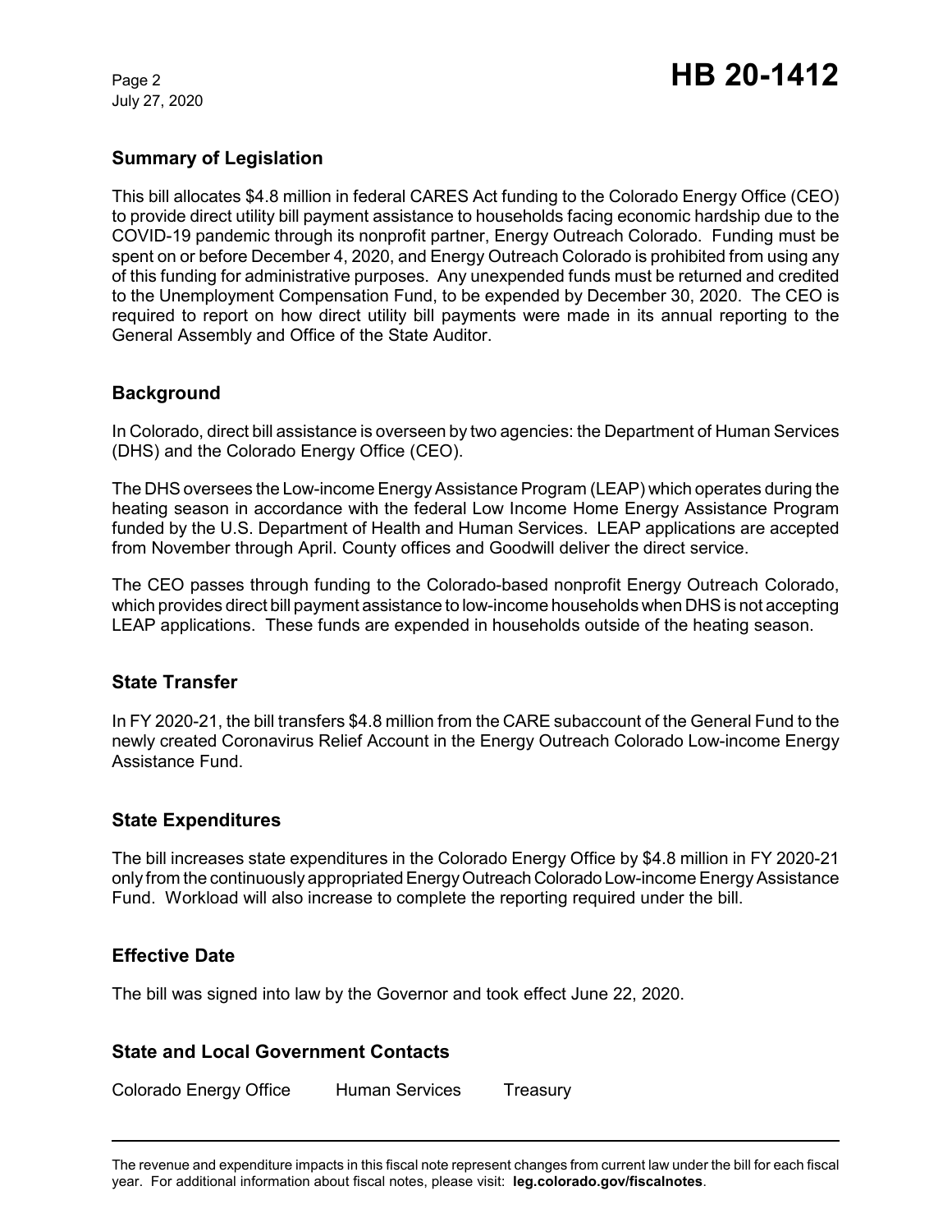## Summary of Legislation

This bill allocates $4.8 million in federal CARES Act funding to the Colorado Energy Office (CEO) to provide direct utility bill payment assistance to households facing economic hardship due to the COVID-19 pandemic through its nonprofit partner, Energy Outreach Colorado. Funding must be spent on or before December 4, 2020, and Energy Outreach Colorado is prohibited from using any of this funding for administrative purposes. Any unexpended funds must be returned and credited to the Unemployment Compensation Fund, to be expended by December 30, 2020. The CEO is required to report on how direct utility bill payments were made in its annual reporting to the General Assembly and Office of the State Auditor.

## Background

In Colorado, direct bill assistance is overseen by two agencies: the Department of Human Services (DHS) and the Colorado Energy Office (CEO).

The DHS oversees the Low-income Energy Assistance Program (LEAP) which operates during the heating season in accordance with the federal Low Income Home Energy Assistance Program funded by the U.S. Department of Health and Human Services. LEAP applications are accepted from November through April. County offices and Goodwill deliver the direct service.

The CEO passes through funding to the Colorado-based nonprofit Energy Outreach Colorado, which provides direct bill payment assistance to low-income households when DHS is not accepting LEAP applications. These funds are expended in households outside of the heating season.

## State Transfer

In FY 2020-21, the bill transfers $4.8 million from the CARE subaccount of the General Fund to the newly created Coronavirus Relief Account in the Energy Outreach Colorado Low-income Energy Assistance Fund.

## State Expenditures

The bill increases state expenditures in the Colorado Energy Office by $4.8 million in FY 2020-21 only from the continuously appropriated Energy Outreach Colorado Low-income Energy Assistance Fund. Workload will also increase to complete the reporting required under the bill.

## Effective Date

The bill was signed into law by the Governor and took effect June 22, 2020.

## State and Local Government Contacts

Colorado Energy Office    Human Services    Treasury

The revenue and expenditure impacts in this fiscal note represent changes from current law under the bill for each fiscal year. For additional information about fiscal notes, please visit: **leg.colorado.gov/fiscalnotes**.